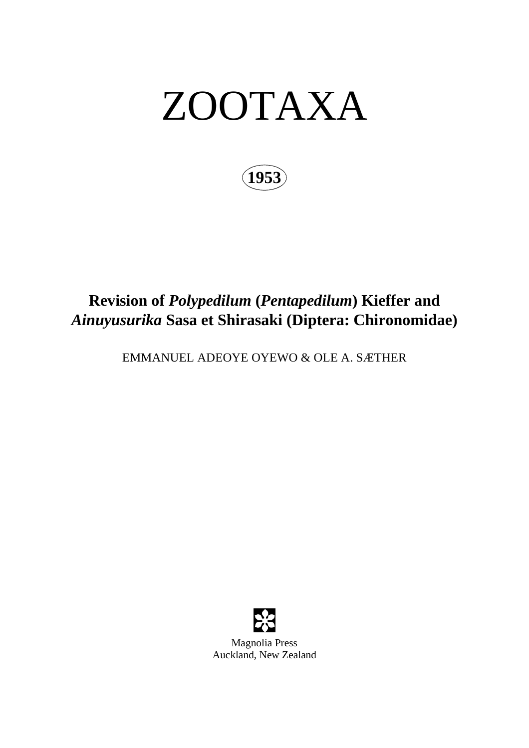# ZOOTAXA

**1953**

## Revision of *Polypedilum* (*Pentapedilum*) Kieffer and *Ainuyusurika* Sasa et Shirasaki (Diptera: Chironomidae)

EMMANUEL ADEOYE OYEWO & OLE A. SÆTHER

Magnolia Press
Auckland, New Zealand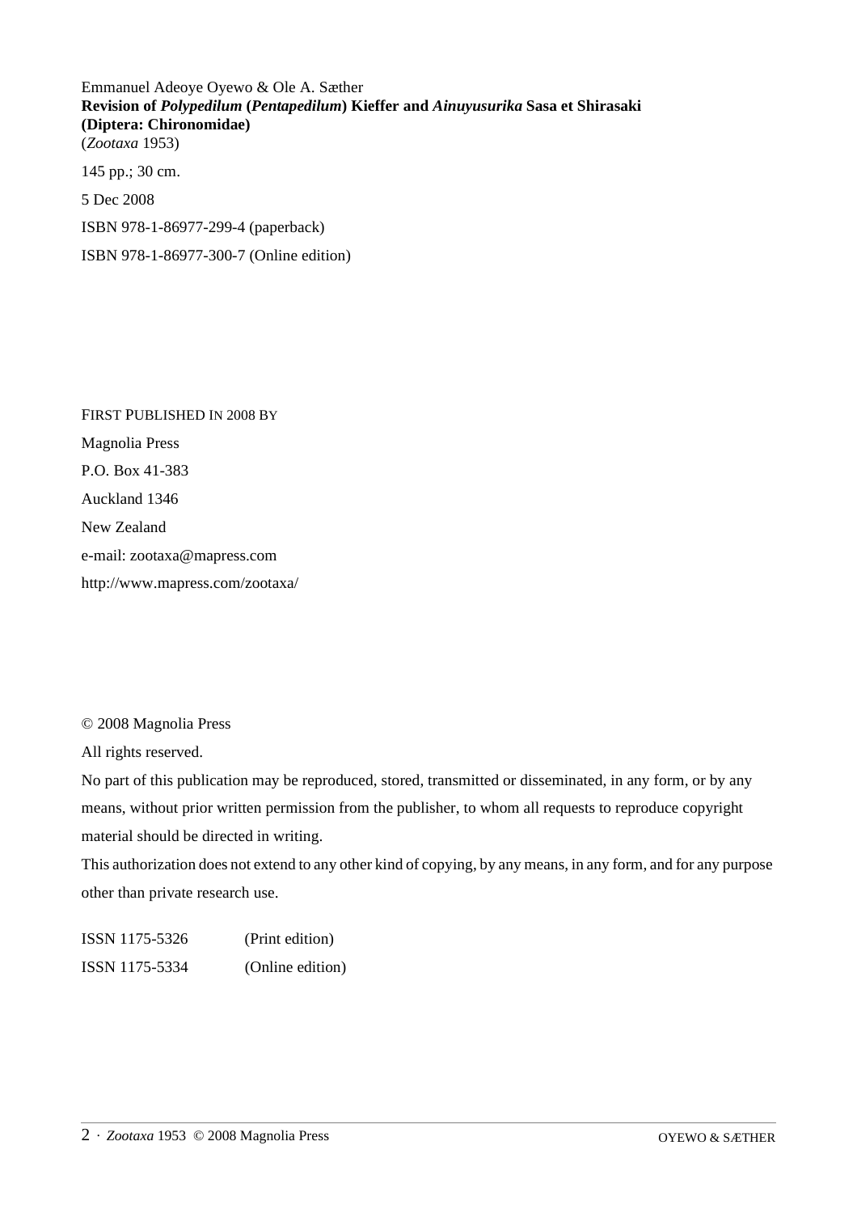Emmanuel Adeoye Oyewo & Ole A. Sæther
**Revision of *Polypedilum* (*Pentapedilum*) Kieffer and *Ainuyusurika* Sasa et Shirasaki (Diptera: Chironomidae)**
(*Zootaxa* 1953)

145 pp.; 30 cm.

5 Dec 2008

ISBN 978-1-86977-299-4 (paperback)

ISBN 978-1-86977-300-7 (Online edition)

FIRST PUBLISHED IN 2008 BY

Magnolia Press

P.O. Box 41-383

Auckland 1346

New Zealand

e-mail: zootaxa@mapress.com

http://www.mapress.com/zootaxa/

© 2008 Magnolia Press

All rights reserved.

No part of this publication may be reproduced, stored, transmitted or disseminated, in any form, or by any means, without prior written permission from the publisher, to whom all requests to reproduce copyright material should be directed in writing.

This authorization does not extend to any other kind of copying, by any means, in any form, and for any purpose other than private research use.

ISSN 1175-5326 (Print edition)

ISSN 1175-5334 (Online edition)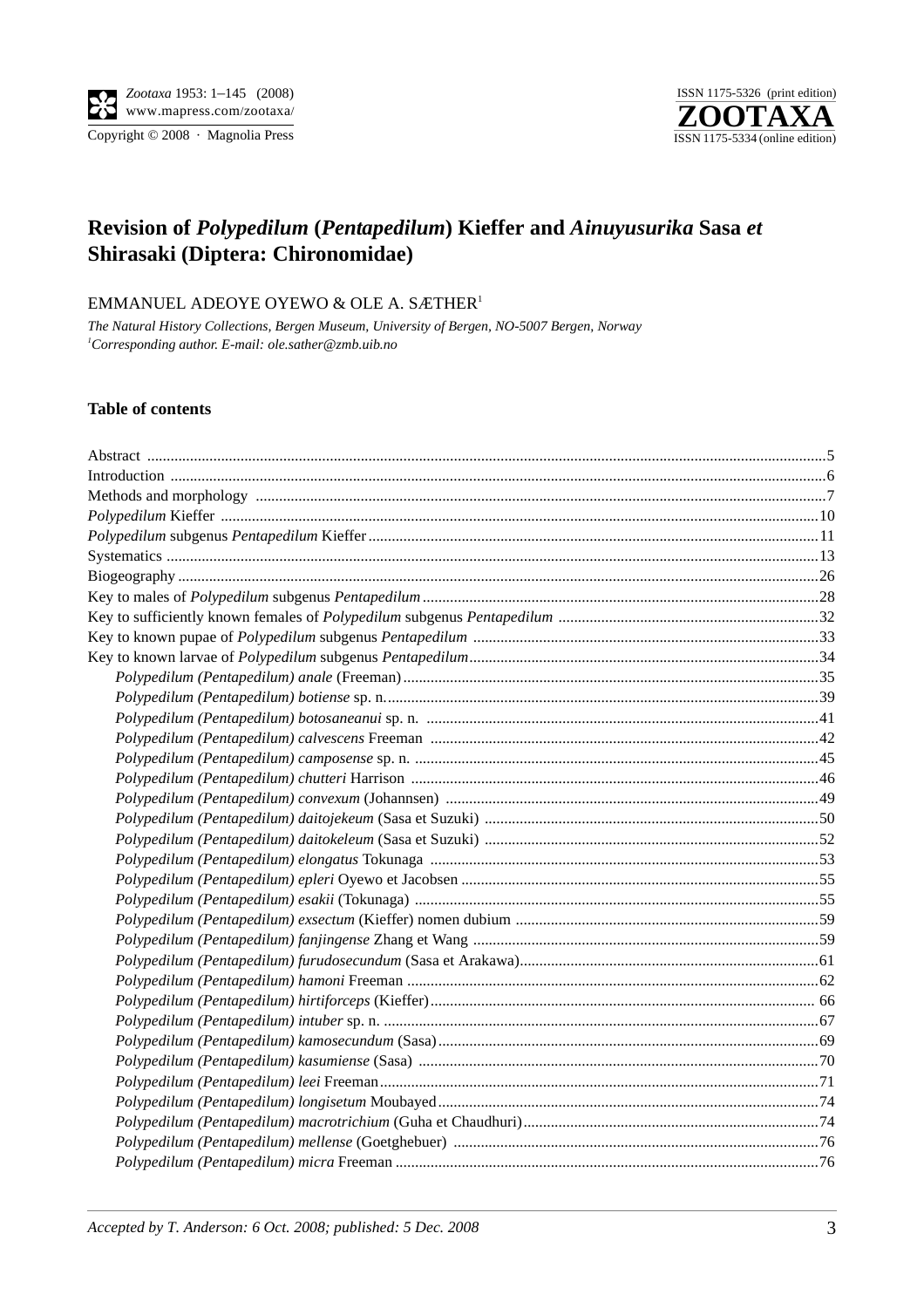# Revision of *Polypedilum* (*Pentapedilum*) Kieffer and *Ainuyusurika* Sasa *et* Shirasaki (Diptera: Chironomidae)

EMMANUEL ADEOYE OYEWO & OLE A. SÆTHER[1]

*The Natural History Collections, Bergen Museum, University of Bergen, NO-5007 Bergen, Norway*
*[1]Corresponding author. E-mail: ole.sather@zmb.uib.no*

## Table of contents

Abstract ....................................................................................................................................................5
Introduction ...............................................................................................................................................6
Methods and morphology ..........................................................................................................................7
*Polypedilum* Kieffer ...................................................................................................................................10
*Polypedilum* subgenus *Pentapedilum* Kieffer ............................................................................................11
Systematics ...............................................................................................................................................13
Biogeography ...........................................................................................................................................26
Key to males of *Polypedilum* subgenus *Pentapedilum* ..................................................................................28
Key to sufficiently known females of *Polypedilum* subgenus *Pentapedilum* ................................................32
Key to known pupae of *Polypedilum* subgenus *Pentapedilum* .......................................................................33
Key to known larvae of *Polypedilum* subgenus *Pentapedilum* .......................................................................34
- *Polypedilum (Pentapedilum) anale* (Freeman) ........................................................................................35
- *Polypedilum (Pentapedilum) botiense* sp. n. ............................................................................................39
- *Polypedilum (Pentapedilum) botosaneanui* sp. n. .....................................................................................41
- *Polypedilum (Pentapedilum) calvescens* Freeman ....................................................................................42
- *Polypedilum (Pentapedilum) camposense* sp. n. ......................................................................................45
- *Polypedilum (Pentapedilum) chutteri* Harrison .........................................................................................46
- *Polypedilum (Pentapedilum) convexum* (Johannsen) ................................................................................49
- *Polypedilum (Pentapedilum) daitojekeum* (Sasa et Suzuki) ........................................................................50
- *Polypedilum (Pentapedilum) daitokeleum* (Sasa et Suzuki) ........................................................................52
- *Polypedilum (Pentapedilum) elongatus* Tokunaga .....................................................................................53
- *Polypedilum (Pentapedilum) epleri* Oyewo et Jacobsen ............................................................................55
- *Polypedilum (Pentapedilum) esakii* (Tokunaga) ........................................................................................55
- *Polypedilum (Pentapedilum) exsectum* (Kieffer) nomen dubium ...............................................................59
- *Polypedilum (Pentapedilum) fanjingense* Zhang et Wang ..........................................................................59
- *Polypedilum (Pentapedilum) furudosecundum* (Sasa et Arakawa) ...............................................................61
- *Polypedilum (Pentapedilum) hamoni* Freeman ..........................................................................................62
- *Polypedilum (Pentapedilum) hirtiforceps* (Kieffer) .....................................................................................66
- *Polypedilum (Pentapedilum) intuber* sp. n. ...............................................................................................67
- *Polypedilum (Pentapedilum) kamosecundum* (Sasa) ..................................................................................69
- *Polypedilum (Pentapedilum) kasumiense* (Sasa) .......................................................................................70
- *Polypedilum (Pentapedilum) leei* Freeman .................................................................................................71
- *Polypedilum (Pentapedilum) longisetum* Moubayed ..................................................................................74
- *Polypedilum (Pentapedilum) macrotrichium* (Guha et Chaudhuri) ..............................................................74
- *Polypedilum (Pentapedilum) mellense* (Goetghebuer) ...............................................................................76
- *Polypedilum (Pentapedilum) micra* Freeman ..............................................................................................76

*Accepted by T. Anderson: 6 Oct. 2008; published: 5 Dec. 2008*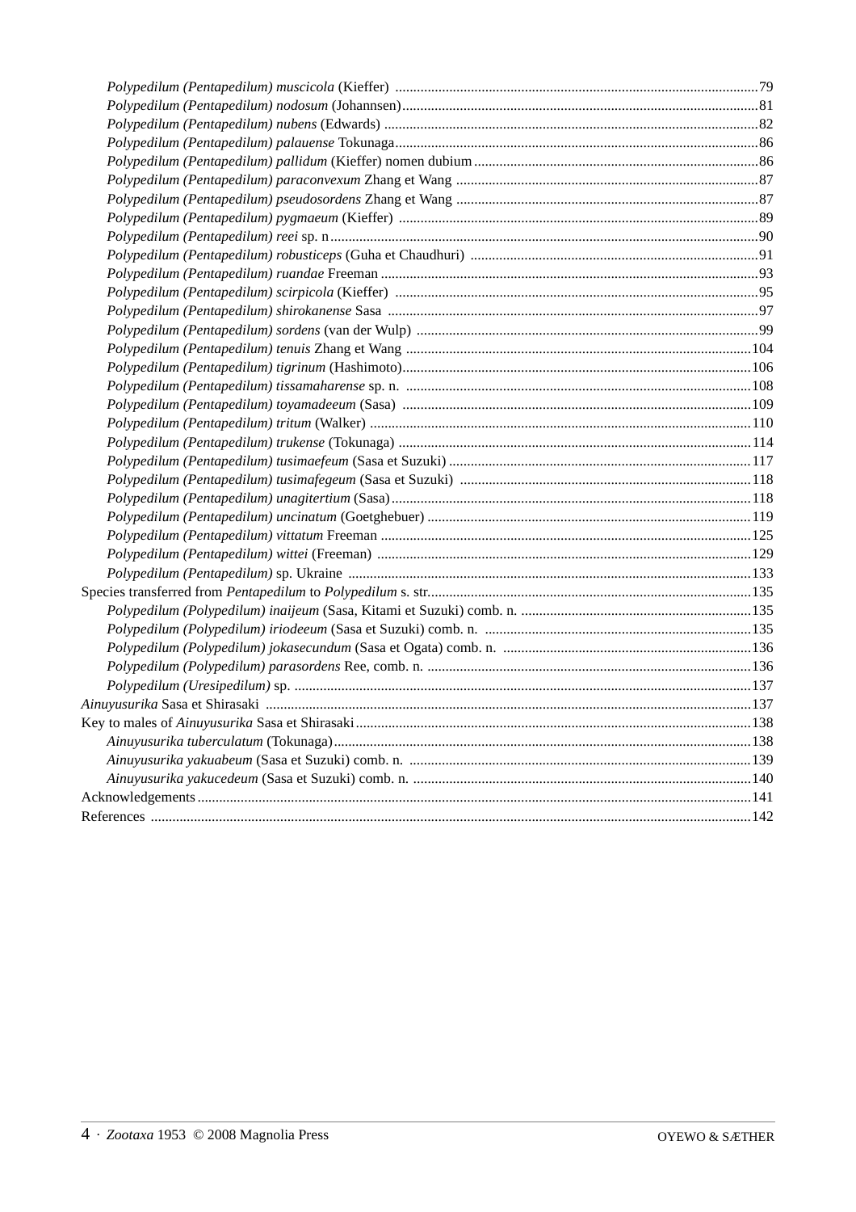*Polypedilum (Pentapedilum) muscicola* (Kieffer) ....................79
*Polypedilum (Pentapedilum) nodosum* (Johannsen) ....................81
*Polypedilum (Pentapedilum) nubens* (Edwards) ....................82
*Polypedilum (Pentapedilum) palauense* Tokunaga ....................86
*Polypedilum (Pentapedilum) pallidum* (Kieffer) nomen dubium ....................86
*Polypedilum (Pentapedilum) paraconvexum* Zhang et Wang ....................87
*Polypedilum (Pentapedilum) pseudosordens* Zhang et Wang ....................87
*Polypedilum (Pentapedilum) pygmaeum* (Kieffer) ....................89
*Polypedilum (Pentapedilum) reei* sp. n ....................90
*Polypedilum (Pentapedilum) robusticeps* (Guha et Chaudhuri) ....................91
*Polypedilum (Pentapedilum) ruandae* Freeman ....................93
*Polypedilum (Pentapedilum) scirpicola* (Kieffer) ....................95
*Polypedilum (Pentapedilum) shirokanense* Sasa ....................97
*Polypedilum (Pentapedilum) sordens* (van der Wulp) ....................99
*Polypedilum (Pentapedilum) tenuis* Zhang et Wang ....................104
*Polypedilum (Pentapedilum) tigrinum* (Hashimoto) ....................106
*Polypedilum (Pentapedilum) tissamaharense* sp. n. ....................108
*Polypedilum (Pentapedilum) toyamadeeum* (Sasa) ....................109
*Polypedilum (Pentapedilum) tritum* (Walker) ....................110
*Polypedilum (Pentapedilum) trukense* (Tokunaga) ....................114
*Polypedilum (Pentapedilum) tusimaefeum* (Sasa et Suzuki) ....................117
*Polypedilum (Pentapedilum) tusimafegeum* (Sasa et Suzuki) ....................118
*Polypedilum (Pentapedilum) unagitertium* (Sasa) ....................118
*Polypedilum (Pentapedilum) uncinatum* (Goetghebuer) ....................119
*Polypedilum (Pentapedilum) vittatum* Freeman ....................125
*Polypedilum (Pentapedilum) wittei* (Freeman) ....................129
*Polypedilum (Pentapedilum)* sp. Ukraine ....................133
Species transferred from *Pentapedilum* to *Polypedilum* s. str. ....................135
*Polypedilum (Polypedilum) inaijeum* (Sasa, Kitami et Suzuki) comb. n. ....................135
*Polypedilum (Polypedilum) iriodeeum* (Sasa et Suzuki) comb. n. ....................135
*Polypedilum (Polypedilum) jokasecundum* (Sasa et Ogata) comb. n. ....................136
*Polypedilum (Polypedilum) parasordens* Ree, comb. n. ....................136
*Polypedilum (Uresipedilum)* sp. ....................137
*Ainuyusurika* Sasa et Shirasaki ....................137
Key to males of *Ainuyusurika* Sasa et Shirasaki ....................138
*Ainuyusurika tuberculatum* (Tokunaga) ....................138
*Ainuyusurika yakuabeum* (Sasa et Suzuki) comb. n. ....................139
*Ainuyusurika yakucedeum* (Sasa et Suzuki) comb. n. ....................140
Acknowledgements ....................141
References ....................142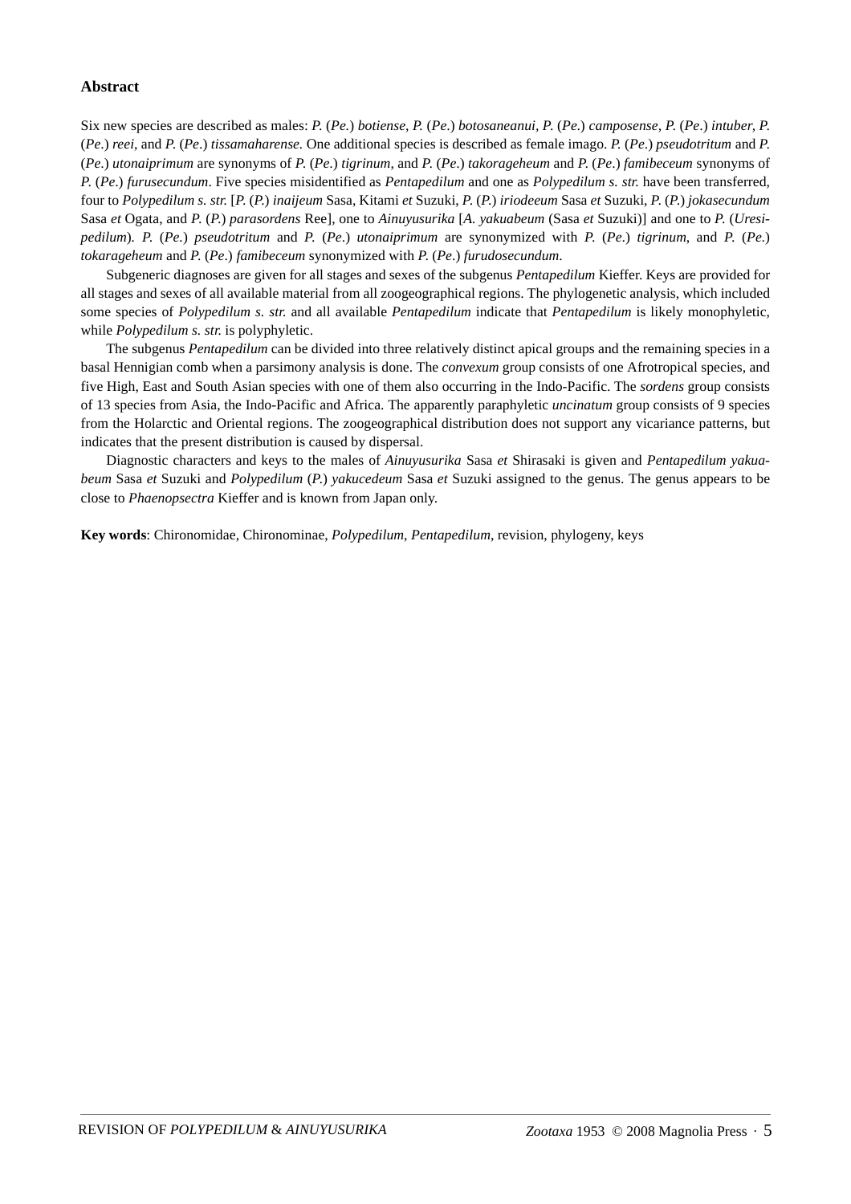## Abstract

Six new species are described as males: *P.* (*Pe.*) *botiense*, *P.* (*Pe*.) *botosaneanui*, *P.* (*Pe.*) *camposense, P.* (*Pe*.) *intuber*, *P.* (*Pe*.) *reei*, and *P.* (*Pe*.) *tissamaharense*. One additional species is described as female imago. *P.* (*Pe*.) *pseudotritum* and *P.* (*Pe*.) *utonaiprimum* are synonyms of *P.* (*Pe*.) *tigrinum*, and *P.* (*Pe*.) *takorageheum* and *P.* (*Pe*.) *famibeceum* synonyms of *P.* (*Pe*.) *furusecundum*. Five species misidentified as *Pentapedilum* and one as *Polypedilum s. str.* have been transferred, four to *Polypedilum s. str.* [*P.* (*P.*) *inaijeum* Sasa, Kitami *et* Suzuki, *P.* (*P.*) *iriodeeum* Sasa *et* Suzuki, *P.* (*P.*) *jokasecundum* Sasa *et* Ogata, and *P.* (*P.*) *parasordens* Ree], one to *Ainuyusurika* [*A. yakuabeum* (Sasa *et* Suzuki)] and one to *P.* (*Uresipedilum*). *P.* (*Pe.*) *pseudotritum* and *P.* (*Pe*.) *utonaiprimum* are synonymized with *P.* (*Pe*.) *tigrinum*, and *P.* (*Pe.*) *tokarageheum* and *P.* (*Pe*.) *famibeceum* synonymized with *P.* (*Pe*.) *furudosecundum*.

Subgeneric diagnoses are given for all stages and sexes of the subgenus *Pentapedilum* Kieffer. Keys are provided for all stages and sexes of all available material from all zoogeographical regions. The phylogenetic analysis, which included some species of *Polypedilum s. str.* and all available *Pentapedilum* indicate that *Pentapedilum* is likely monophyletic, while *Polypedilum s. str.* is polyphyletic.

The subgenus *Pentapedilum* can be divided into three relatively distinct apical groups and the remaining species in a basal Hennigian comb when a parsimony analysis is done. The *convexum* group consists of one Afrotropical species, and five High, East and South Asian species with one of them also occurring in the Indo-Pacific. The *sordens* group consists of 13 species from Asia, the Indo-Pacific and Africa. The apparently paraphyletic *uncinatum* group consists of 9 species from the Holarctic and Oriental regions. The zoogeographical distribution does not support any vicariance patterns, but indicates that the present distribution is caused by dispersal.

Diagnostic characters and keys to the males of *Ainuyusurika* Sasa *et* Shirasaki is given and *Pentapedilum yakuabeum* Sasa *et* Suzuki and *Polypedilum* (*P.*) *yakucedeum* Sasa *et* Suzuki assigned to the genus. The genus appears to be close to *Phaenopsectra* Kieffer and is known from Japan only.

**Key words**: Chironomidae, Chironominae, *Polypedilum*, *Pentapedilum*, revision, phylogeny, keys